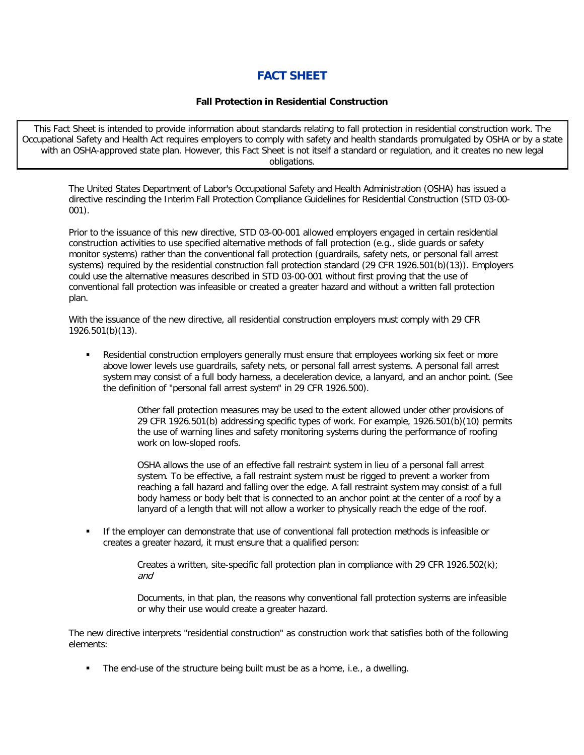# FACT SHEET

**Fall Protection in Residential Construction**

> This Fact Sheet is intended to provide information about standards relating to fall protection in residential construction work. The Occupational Safety and Health Act requires employers to comply with safety and health standards promulgated by OSHA or by a state with an OSHA-approved state plan. However, this Fact Sheet is not itself a standard or regulation, and it creates no new legal obligations.

The United States Department of Labor's Occupational Safety and Health Administration (OSHA) has issued a directive rescinding the Interim Fall Protection Compliance Guidelines for Residential Construction (STD 03-00-001).

Prior to the issuance of this new directive, STD 03-00-001 allowed employers engaged in certain residential construction activities to use specified alternative methods of fall protection (e.g., slide guards or safety monitor systems) rather than the conventional fall protection (guardrails, safety nets, or personal fall arrest systems) required by the residential construction fall protection standard (29 CFR 1926.501(b)(13)). Employers could use the alternative measures described in STD 03-00-001 without first proving that the use of conventional fall protection was infeasible or created a greater hazard and without a written fall protection plan.

With the issuance of the new directive, all residential construction employers must comply with 29 CFR 1926.501(b)(13).

- Residential construction employers generally must ensure that employees working six feet or more above lower levels use guardrails, safety nets, or personal fall arrest systems. A personal fall arrest system may consist of a full body harness, a deceleration device, a lanyard, and an anchor point. (See the definition of "personal fall arrest system" in 29 CFR 1926.500).

  Other fall protection measures may be used to the extent allowed under other provisions of 29 CFR 1926.501(b) addressing specific types of work. For example, 1926.501(b)(10) permits the use of warning lines and safety monitoring systems during the performance of roofing work on low-sloped roofs.

  OSHA allows the use of an effective fall restraint system in lieu of a personal fall arrest system. To be effective, a fall restraint system must be rigged to prevent a worker from reaching a fall hazard and falling over the edge. A fall restraint system may consist of a full body harness or body belt that is connected to an anchor point at the center of a roof by a lanyard of a length that will not allow a worker to physically reach the edge of the roof.

- If the employer can demonstrate that use of conventional fall protection methods is infeasible or creates a greater hazard, it must ensure that a qualified person:

  Creates a written, site-specific fall protection plan in compliance with 29 CFR 1926.502(k); *and*

  Documents, in that plan, the reasons why conventional fall protection systems are infeasible or why their use would create a greater hazard.

The new directive interprets "residential construction" as construction work that satisfies both of the following elements:

- The end-use of the structure being built must be as a home, i.e., a dwelling.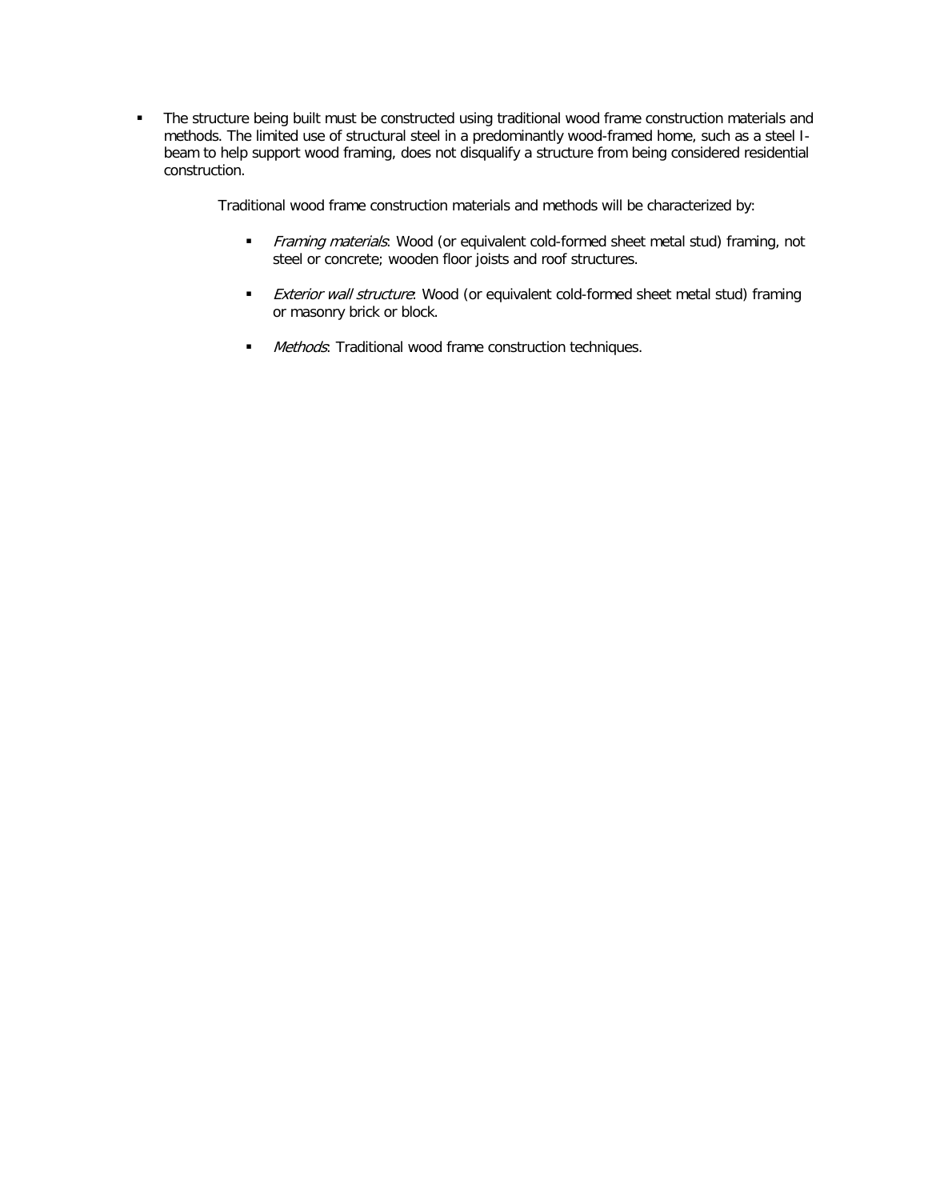- The structure being built must be constructed using traditional wood frame construction materials and methods. The limited use of structural steel in a predominantly wood-framed home, such as a steel I-beam to help support wood framing, does not disqualify a structure from being considered residential construction.

  Traditional wood frame construction materials and methods will be characterized by:

  - *Framing materials*: Wood (or equivalent cold-formed sheet metal stud) framing, not steel or concrete; wooden floor joists and roof structures.

  - *Exterior wall structure*: Wood (or equivalent cold-formed sheet metal stud) framing or masonry brick or block.

  - *Methods*: Traditional wood frame construction techniques.